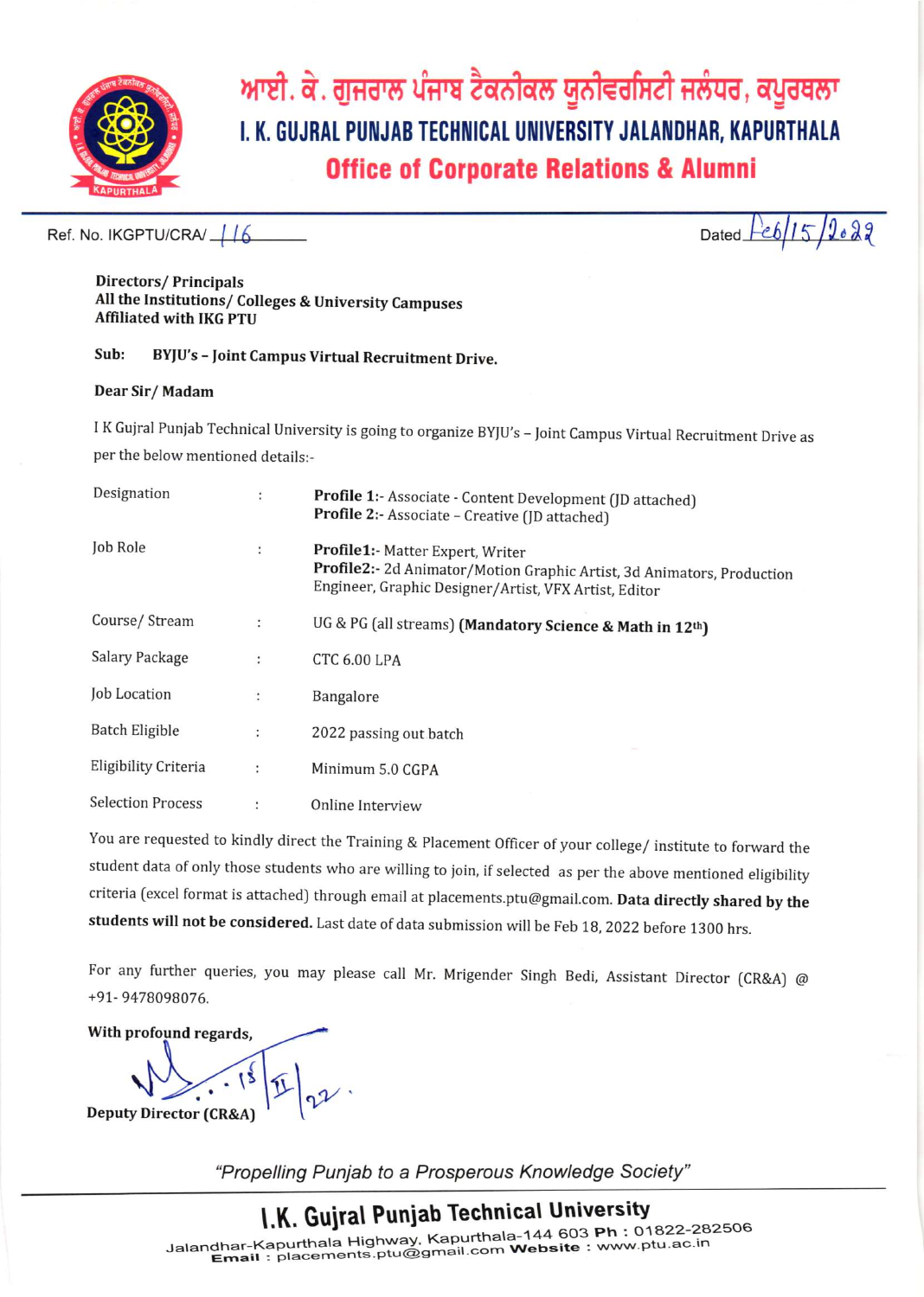# ਆਈ. ਕੇ. ਗੁਜਰਾਲ ਪੰਜਾਬ ਟੈਕਨੀਕਲ ਯੂਨੀਵਰਸਿਟੀ ਜਲੰਧਰ, ਕਪੂਰਥਲਾ

# I. K. GUJRAL PUNJAB TECHNICAL UNIVERSITY JALANDHAR, KAPURTHALA

## Office of Corporate Relations & Alumni

Ref. No. IKGPTU/CRA/ 116

Dated Feb/15/2022

**Directors/ Principals**
**All the Institutions/ Colleges & University Campuses**
**Affiliated with IKG PTU**

**Sub: BYJU's – Joint Campus Virtual Recruitment Drive.**

**Dear Sir/ Madam**

I K Gujral Punjab Technical University is going to organize BYJU's – Joint Campus Virtual Recruitment Drive as per the below mentioned details:-

| | | |
|---|---|---|
| Designation | : | **Profile 1:-** Associate - Content Development (JD attached)<br>**Profile 2:-** Associate – Creative (JD attached) |
| Job Role | : | **Profile1:-** Matter Expert, Writer<br>**Profile2:-** 2d Animator/Motion Graphic Artist, 3d Animators, Production Engineer, Graphic Designer/Artist, VFX Artist, Editor |
| Course/ Stream | : | UG & PG (all streams) **(Mandatory Science & Math in 12th)** |
| Salary Package | : | CTC 6.00 LPA |
| Job Location | : | Bangalore |
| Batch Eligible | : | 2022 passing out batch |
| Eligibility Criteria | : | Minimum 5.0 CGPA |
| Selection Process | : | Online Interview |

You are requested to kindly direct the Training & Placement Officer of your college/ institute to forward the student data of only those students who are willing to join, if selected as per the above mentioned eligibility criteria (excel format is attached) through email at placements.ptu@gmail.com. **Data directly shared by the students will not be considered.** Last date of data submission will be Feb 18, 2022 before 1300 hrs.

For any further queries, you may please call Mr. Mrigender Singh Bedi, Assistant Director (CR&A) @ +91- 9478098076.

**With profound regards,**

15/II/22

**Deputy Director (CR&A)**

*"Propelling Punjab to a Prosperous Knowledge Society"*

**I.K. Gujral Punjab Technical University**
Jalandhar-Kapurthala Highway, Kapurthala-144 603 **Ph :** 01822-282506
**Email :** placements.ptu@gmail.com **Website :** www.ptu.ac.in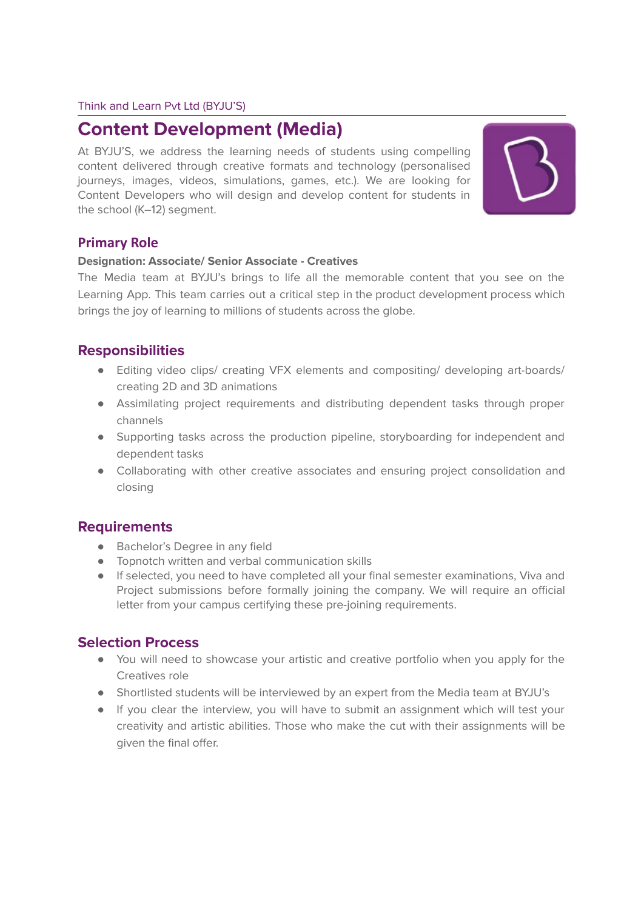Think and Learn Pvt Ltd (BYJU'S)

# Content Development (Media)

At BYJU'S, we address the learning needs of students using compelling content delivered through creative formats and technology (personalised journeys, images, videos, simulations, games, etc.). We are looking for Content Developers who will design and develop content for students in the school (K–12) segment.

## Primary Role

**Designation: Associate/ Senior Associate - Creatives**

The Media team at BYJU's brings to life all the memorable content that you see on the Learning App. This team carries out a critical step in the product development process which brings the joy of learning to millions of students across the globe.

## Responsibilities

- Editing video clips/ creating VFX elements and compositing/ developing art-boards/ creating 2D and 3D animations
- Assimilating project requirements and distributing dependent tasks through proper channels
- Supporting tasks across the production pipeline, storyboarding for independent and dependent tasks
- Collaborating with other creative associates and ensuring project consolidation and closing

## Requirements

- Bachelor's Degree in any field
- Topnotch written and verbal communication skills
- If selected, you need to have completed all your final semester examinations, Viva and Project submissions before formally joining the company. We will require an official letter from your campus certifying these pre-joining requirements.

## Selection Process

- You will need to showcase your artistic and creative portfolio when you apply for the Creatives role
- Shortlisted students will be interviewed by an expert from the Media team at BYJU's
- If you clear the interview, you will have to submit an assignment which will test your creativity and artistic abilities. Those who make the cut with their assignments will be given the final offer.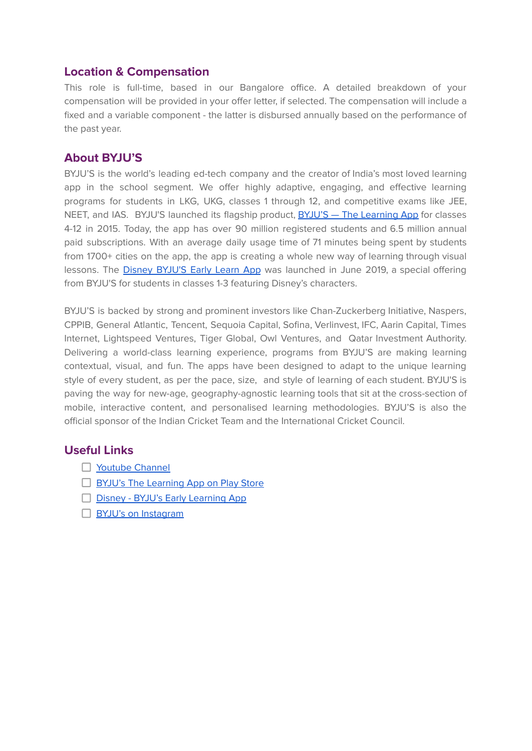## Location & Compensation

This role is full-time, based in our Bangalore office. A detailed breakdown of your compensation will be provided in your offer letter, if selected. The compensation will include a fixed and a variable component - the latter is disbursed annually based on the performance of the past year.

## About BYJU'S

BYJU'S is the world's leading ed-tech company and the creator of India's most loved learning app in the school segment. We offer highly adaptive, engaging, and effective learning programs for students in LKG, UKG, classes 1 through 12, and competitive exams like JEE, NEET, and IAS. BYJU'S launched its flagship product, BYJU'S — The Learning App for classes 4-12 in 2015. Today, the app has over 90 million registered students and 6.5 million annual paid subscriptions. With an average daily usage time of 71 minutes being spent by students from 1700+ cities on the app, the app is creating a whole new way of learning through visual lessons. The Disney BYJU'S Early Learn App was launched in June 2019, a special offering from BYJU'S for students in classes 1-3 featuring Disney's characters.

BYJU'S is backed by strong and prominent investors like Chan-Zuckerberg Initiative, Naspers, CPPIB, General Atlantic, Tencent, Sequoia Capital, Sofina, Verlinvest, IFC, Aarin Capital, Times Internet, Lightspeed Ventures, Tiger Global, Owl Ventures, and Qatar Investment Authority. Delivering a world-class learning experience, programs from BYJU'S are making learning contextual, visual, and fun. The apps have been designed to adapt to the unique learning style of every student, as per the pace, size, and style of learning of each student. BYJU'S is paving the way for new-age, geography-agnostic learning tools that sit at the cross-section of mobile, interactive content, and personalised learning methodologies. BYJU'S is also the official sponsor of the Indian Cricket Team and the International Cricket Council.

## Useful Links

- [ ] Youtube Channel
- [ ] BYJU's The Learning App on Play Store
- [ ] Disney - BYJU's Early Learning App
- [ ] BYJU's on Instagram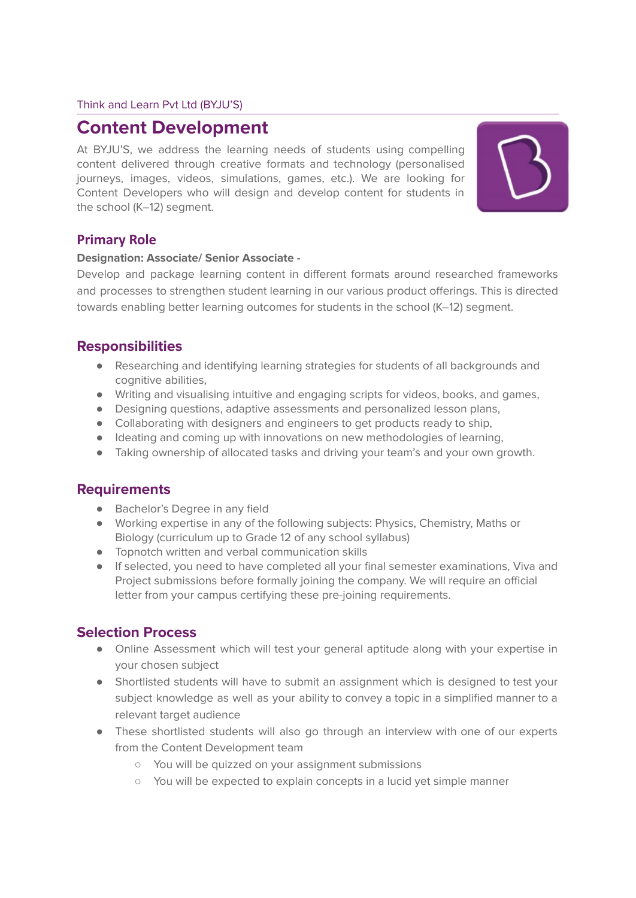Think and Learn Pvt Ltd (BYJU'S)

# Content Development

At BYJU'S, we address the learning needs of students using compelling content delivered through creative formats and technology (personalised journeys, images, videos, simulations, games, etc.). We are looking for Content Developers who will design and develop content for students in the school (K–12) segment.

## Primary Role

**Designation: Associate/ Senior Associate -**

Develop and package learning content in different formats around researched frameworks and processes to strengthen student learning in our various product offerings. This is directed towards enabling better learning outcomes for students in the school (K–12) segment.

## Responsibilities

- Researching and identifying learning strategies for students of all backgrounds and cognitive abilities,
- Writing and visualising intuitive and engaging scripts for videos, books, and games,
- Designing questions, adaptive assessments and personalized lesson plans,
- Collaborating with designers and engineers to get products ready to ship,
- Ideating and coming up with innovations on new methodologies of learning,
- Taking ownership of allocated tasks and driving your team's and your own growth.

## Requirements

- Bachelor's Degree in any field
- Working expertise in any of the following subjects: Physics, Chemistry, Maths or Biology (curriculum up to Grade 12 of any school syllabus)
- Topnotch written and verbal communication skills
- If selected, you need to have completed all your final semester examinations, Viva and Project submissions before formally joining the company. We will require an official letter from your campus certifying these pre-joining requirements.

## Selection Process

- Online Assessment which will test your general aptitude along with your expertise in your chosen subject
- Shortlisted students will have to submit an assignment which is designed to test your subject knowledge as well as your ability to convey a topic in a simplified manner to a relevant target audience
- These shortlisted students will also go through an interview with one of our experts from the Content Development team
    - You will be quizzed on your assignment submissions
    - You will be expected to explain concepts in a lucid yet simple manner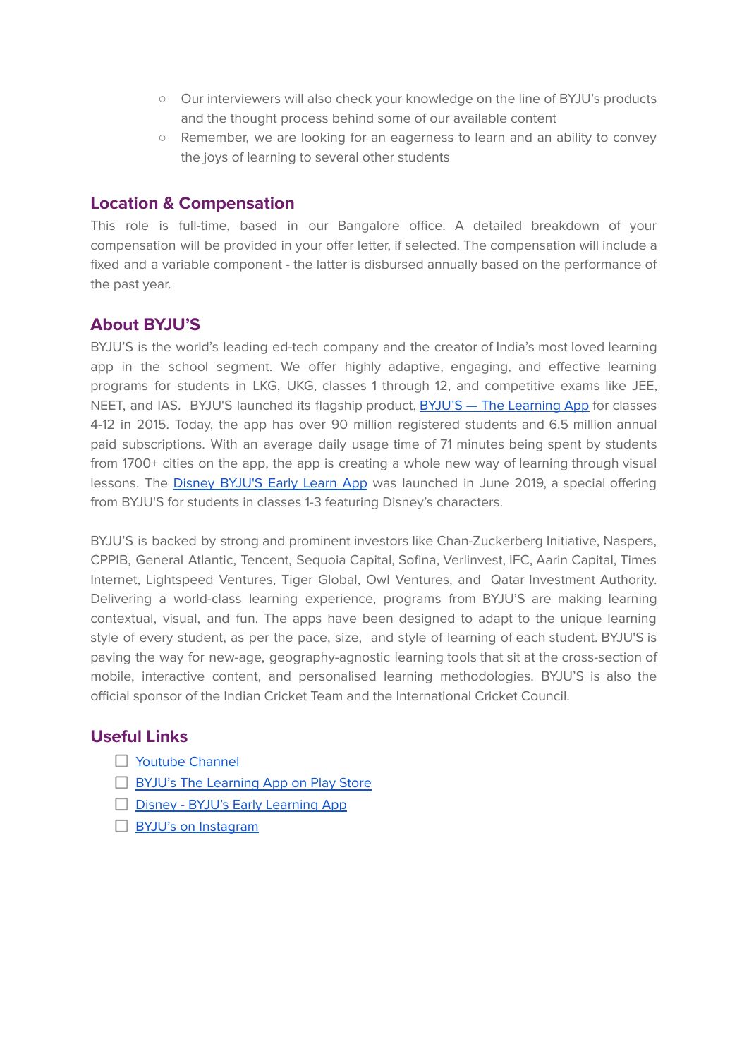- Our interviewers will also check your knowledge on the line of BYJU's products and the thought process behind some of our available content
    - Remember, we are looking for an eagerness to learn and an ability to convey the joys of learning to several other students

## Location & Compensation

This role is full-time, based in our Bangalore office. A detailed breakdown of your compensation will be provided in your offer letter, if selected. The compensation will include a fixed and a variable component - the latter is disbursed annually based on the performance of the past year.

## About BYJU'S

BYJU'S is the world's leading ed-tech company and the creator of India's most loved learning app in the school segment. We offer highly adaptive, engaging, and effective learning programs for students in LKG, UKG, classes 1 through 12, and competitive exams like JEE, NEET, and IAS. BYJU'S launched its flagship product, BYJU'S — The Learning App for classes 4-12 in 2015. Today, the app has over 90 million registered students and 6.5 million annual paid subscriptions. With an average daily usage time of 71 minutes being spent by students from 1700+ cities on the app, the app is creating a whole new way of learning through visual lessons. The Disney BYJU'S Early Learn App was launched in June 2019, a special offering from BYJU'S for students in classes 1-3 featuring Disney's characters.

BYJU'S is backed by strong and prominent investors like Chan-Zuckerberg Initiative, Naspers, CPPIB, General Atlantic, Tencent, Sequoia Capital, Sofina, Verlinvest, IFC, Aarin Capital, Times Internet, Lightspeed Ventures, Tiger Global, Owl Ventures, and Qatar Investment Authority. Delivering a world-class learning experience, programs from BYJU'S are making learning contextual, visual, and fun. The apps have been designed to adapt to the unique learning style of every student, as per the pace, size, and style of learning of each student. BYJU'S is paving the way for new-age, geography-agnostic learning tools that sit at the cross-section of mobile, interactive content, and personalised learning methodologies. BYJU'S is also the official sponsor of the Indian Cricket Team and the International Cricket Council.

## Useful Links

- [ ] Youtube Channel
- [ ] BYJU's The Learning App on Play Store
- [ ] Disney - BYJU's Early Learning App
- [ ] BYJU's on Instagram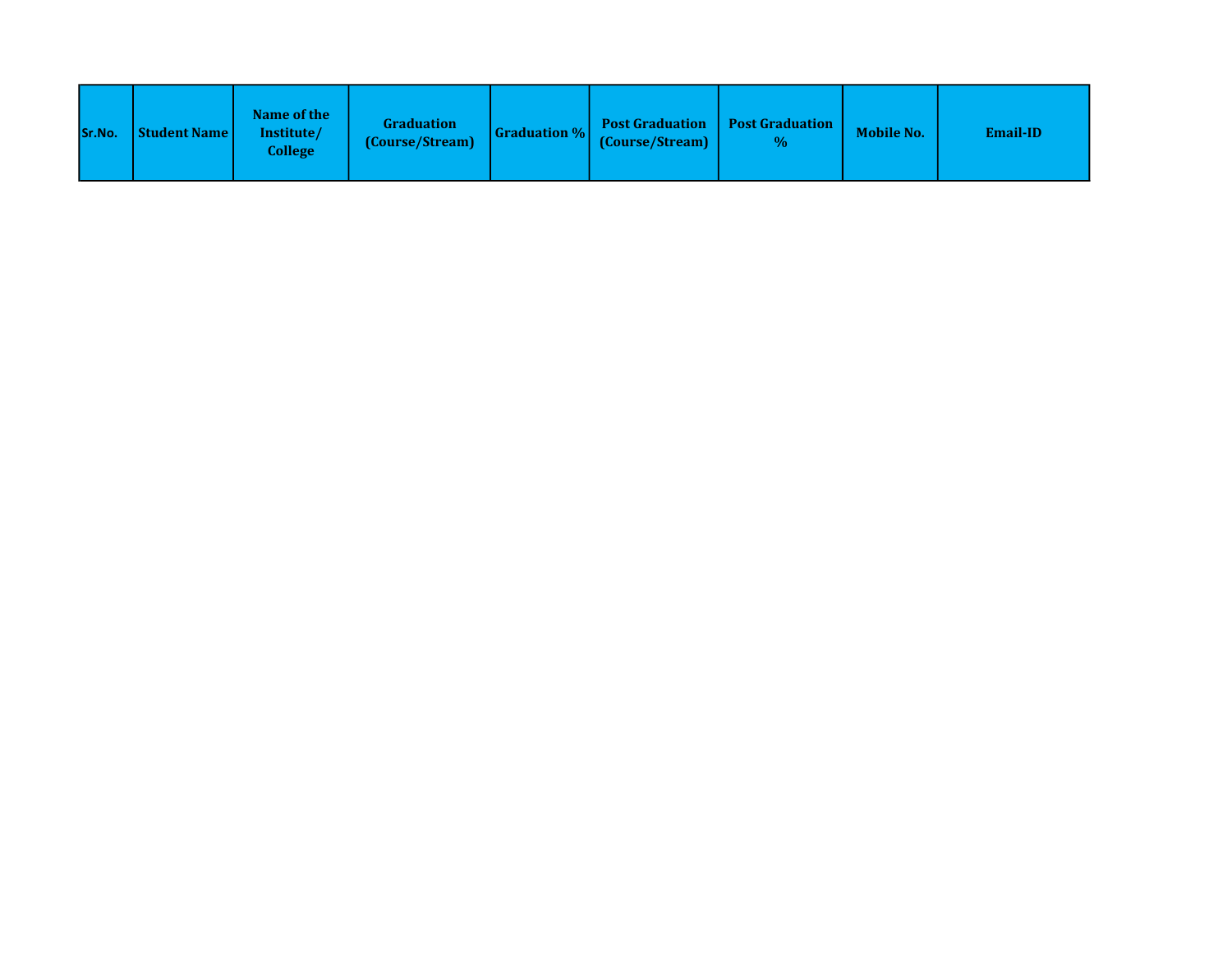| Sr.No. | Student Name | Name of the Institute/ College | Graduation (Course/Stream) | Graduation % | Post Graduation (Course/Stream) | Post Graduation % | Mobile No. | Email-ID |
|---|---|---|---|---|---|---|---|---|